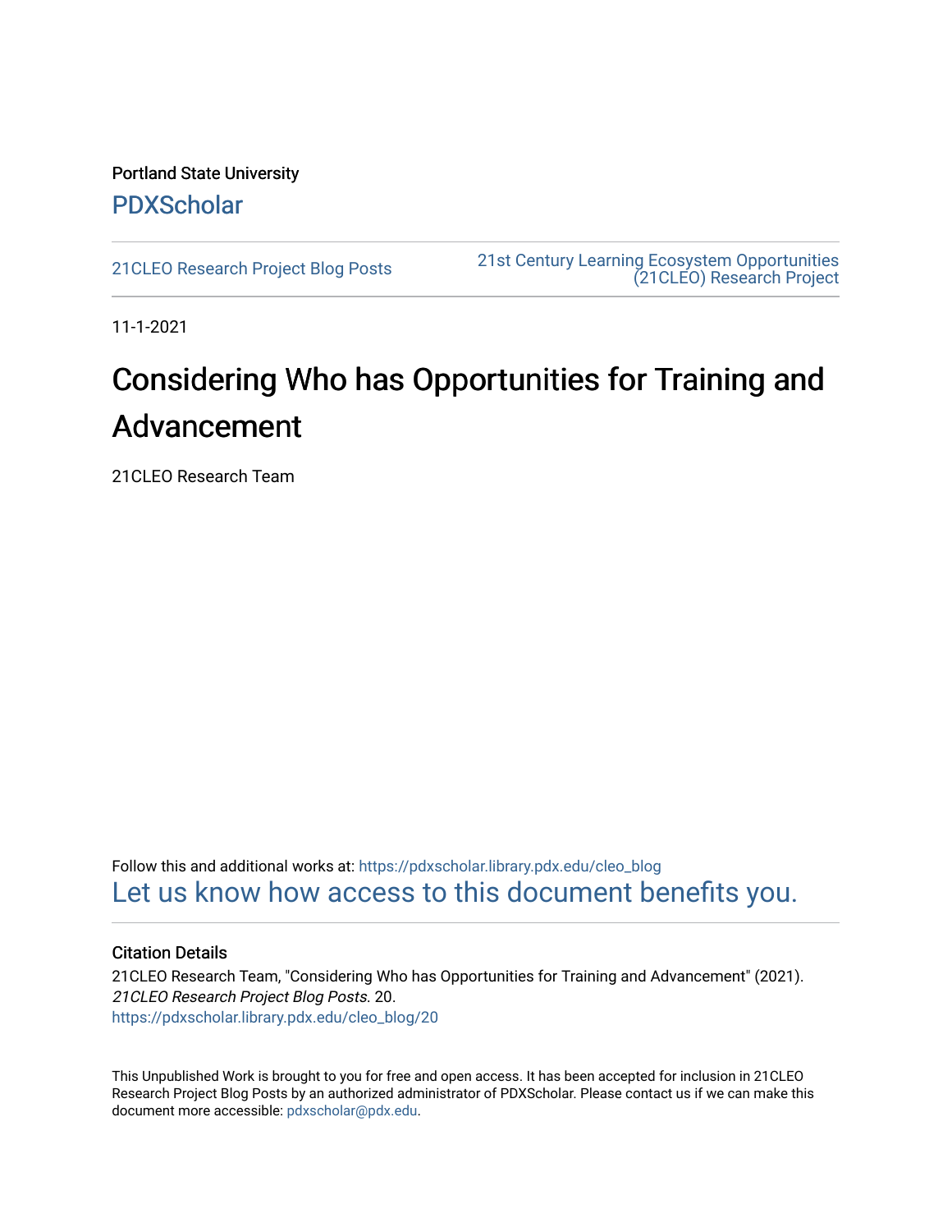Portland State University

PDXScholar

21CLEO Research Project Blog Posts | 21st Century Learning Ecosystem Opportunities (21CLEO) Research Project

11-1-2021

# Considering Who has Opportunities for Training and Advancement

21CLEO Research Team

Follow this and additional works at: https://pdxscholar.library.pdx.edu/cleo_blog

Let us know how access to this document benefits you.

### Citation Details

21CLEO Research Team, "Considering Who has Opportunities for Training and Advancement" (2021). *21CLEO Research Project Blog Posts*. 20.
https://pdxscholar.library.pdx.edu/cleo_blog/20

This Unpublished Work is brought to you for free and open access. It has been accepted for inclusion in 21CLEO Research Project Blog Posts by an authorized administrator of PDXScholar. Please contact us if we can make this document more accessible: pdxscholar@pdx.edu.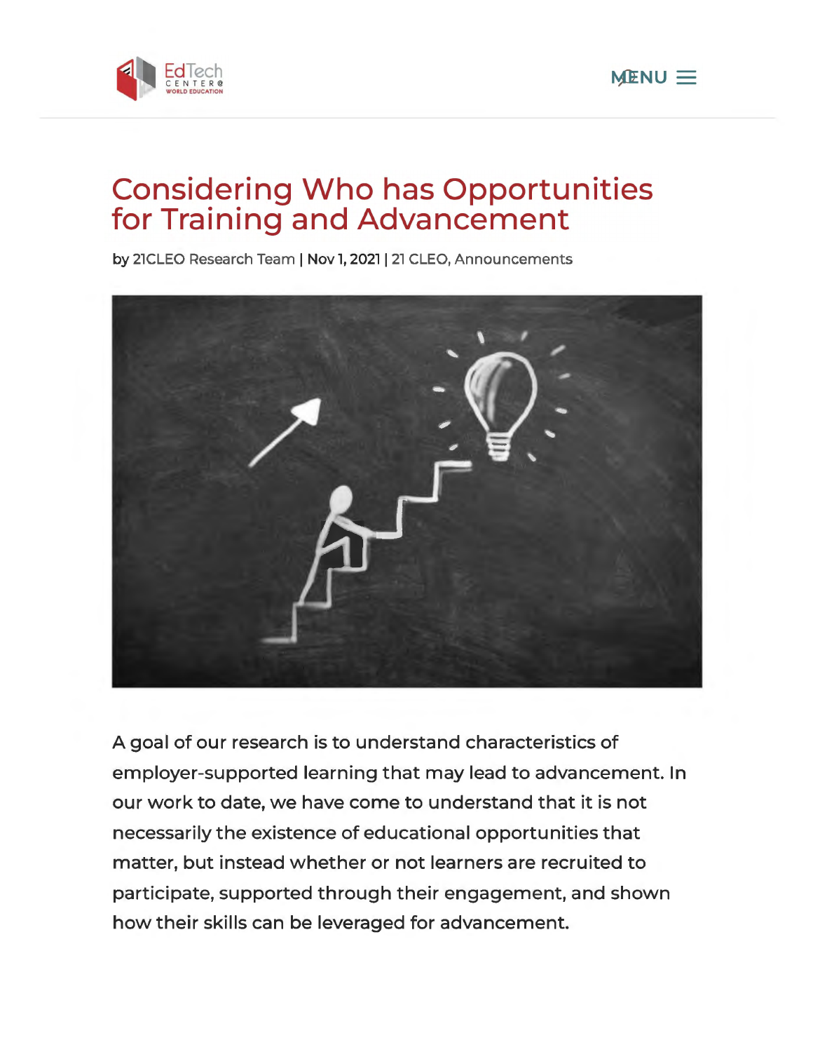# Considering Who has Opportunities for Training and Advancement

by 21CLEO Research Team | Nov 1, 2021 | 21 CLEO, Announcements

A goal of our research is to understand characteristics of employer-supported learning that may lead to advancement. In our work to date, we have come to understand that it is not necessarily the existence of educational opportunities that matter, but instead whether or not learners are recruited to participate, supported through their engagement, and shown how their skills can be leveraged for advancement.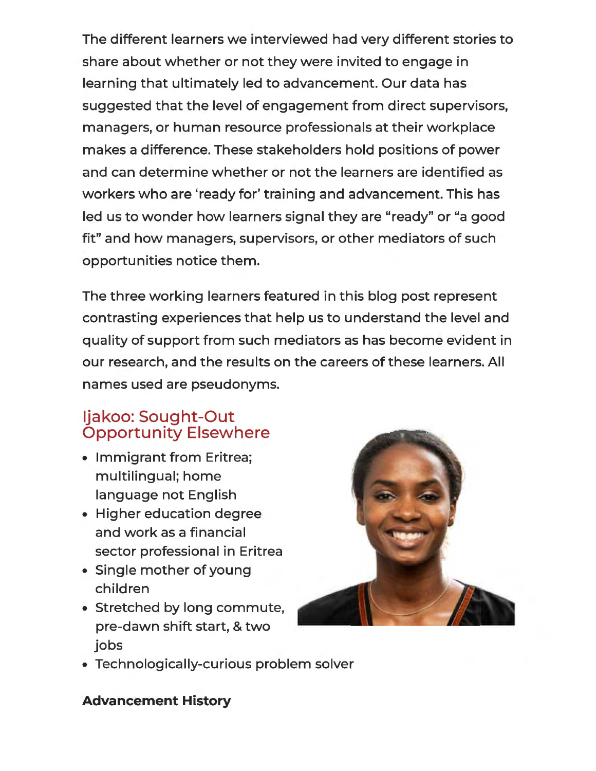The different learners we interviewed had very different stories to share about whether or not they were invited to engage in learning that ultimately led to advancement. Our data has suggested that the level of engagement from direct supervisors, managers, or human resource professionals at their workplace makes a difference. These stakeholders hold positions of power and can determine whether or not the learners are identified as workers who are 'ready for' training and advancement. This has led us to wonder how learners signal they are "ready" or "a good fit" and how managers, supervisors, or other mediators of such opportunities notice them.

The three working learners featured in this blog post represent contrasting experiences that help us to understand the level and quality of support from such mediators as has become evident in our research, and the results on the careers of these learners. All names used are pseudonyms.

## Ijakoo: Sought-Out Opportunity Elsewhere

- Immigrant from Eritrea; multilingual; home language not English
- Higher education degree and work as a financial sector professional in Eritrea
- Single mother of young children
- Stretched by long commute, pre-dawn shift start, & two jobs
- Technologically-curious problem solver

**Advancement History**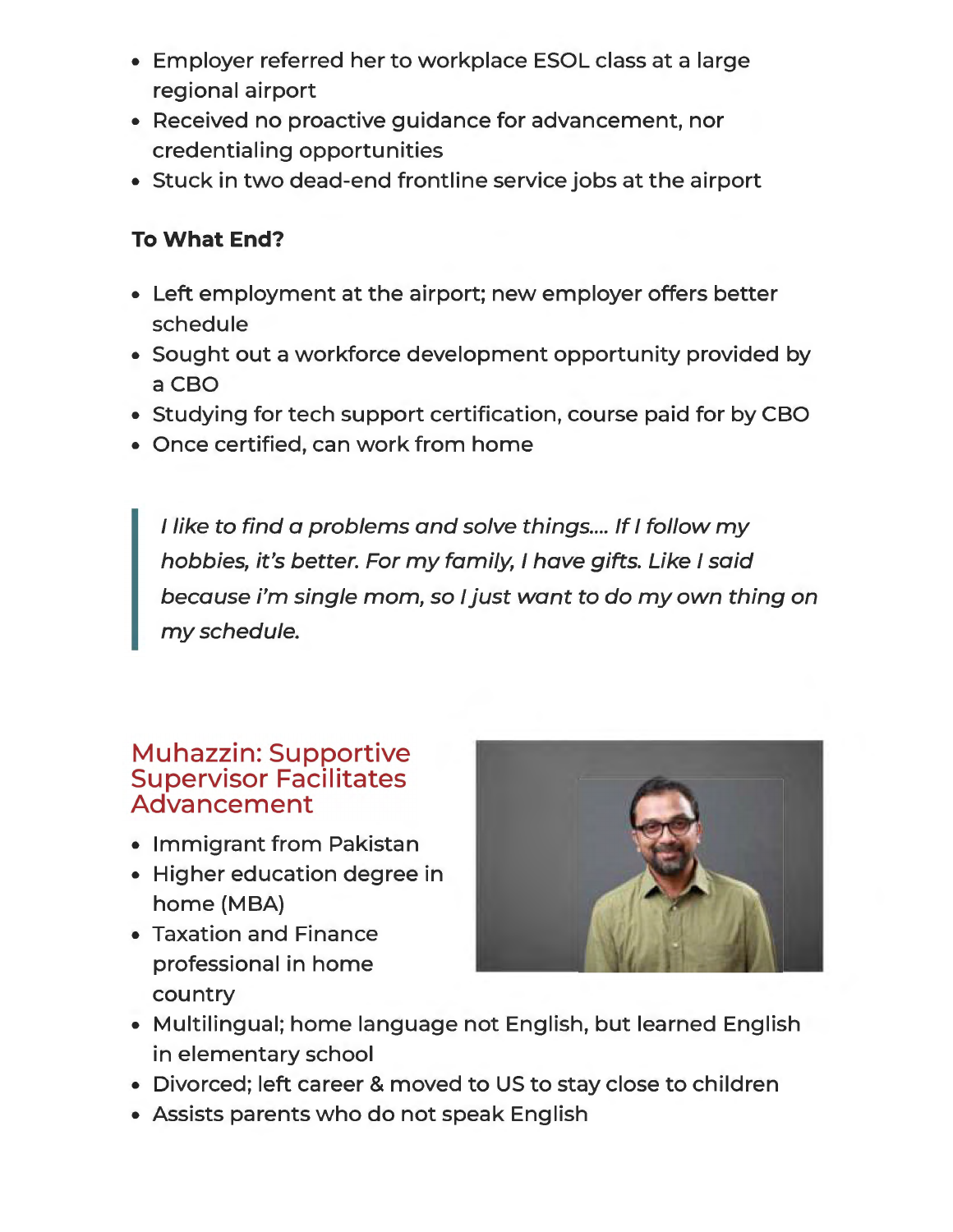- Employer referred her to workplace ESOL class at a large regional airport
- Received no proactive guidance for advancement, nor credentialing opportunities
- Stuck in two dead-end frontline service jobs at the airport

**To What End?**

- Left employment at the airport; new employer offers better schedule
- Sought out a workforce development opportunity provided by a CBO
- Studying for tech support certification, course paid for by CBO
- Once certified, can work from home

> *I like to find a problems and solve things.... If I follow my hobbies, it's better. For my family, I have gifts. Like I said because i'm single mom, so I just want to do my own thing on my schedule.*

## Muhazzin: Supportive Supervisor Facilitates Advancement

- Immigrant from Pakistan
- Higher education degree in home (MBA)
- Taxation and Finance professional in home country
- Multilingual; home language not English, but learned English in elementary school
- Divorced; left career & moved to US to stay close to children
- Assists parents who do not speak English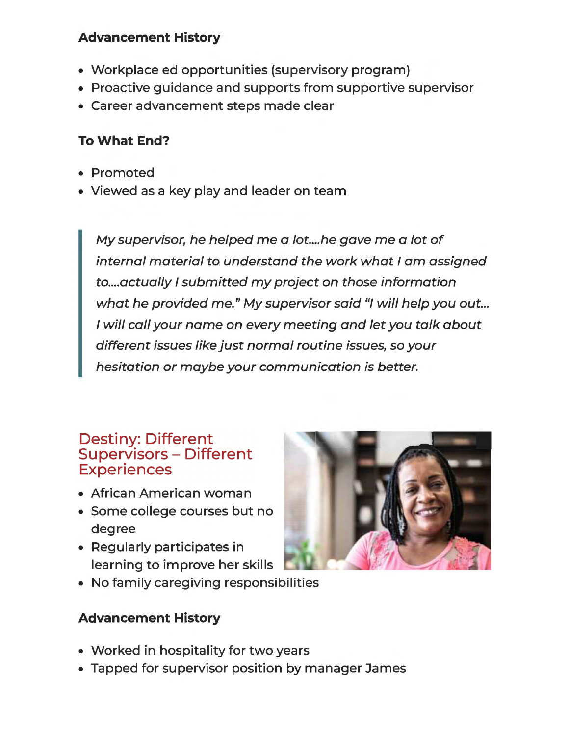#### Advancement History

- Workplace ed opportunities (supervisory program)
- Proactive guidance and supports from supportive supervisor
- Career advancement steps made clear

#### To What End?

- Promoted
- Viewed as a key play and leader on team

> *My supervisor, he helped me a lot....he gave me a lot of internal material to understand the work what I am assigned to....actually I submitted my project on those information what he provided me." My supervisor said "I will help you out... I will call your name on every meeting and let you talk about different issues like just normal routine issues, so your hesitation or maybe your communication is better.*

## Destiny: Different Supervisors – Different Experiences

- African American woman
- Some college courses but no degree
- Regularly participates in learning to improve her skills
- No family caregiving responsibilities

#### Advancement History

- Worked in hospitality for two years
- Tapped for supervisor position by manager James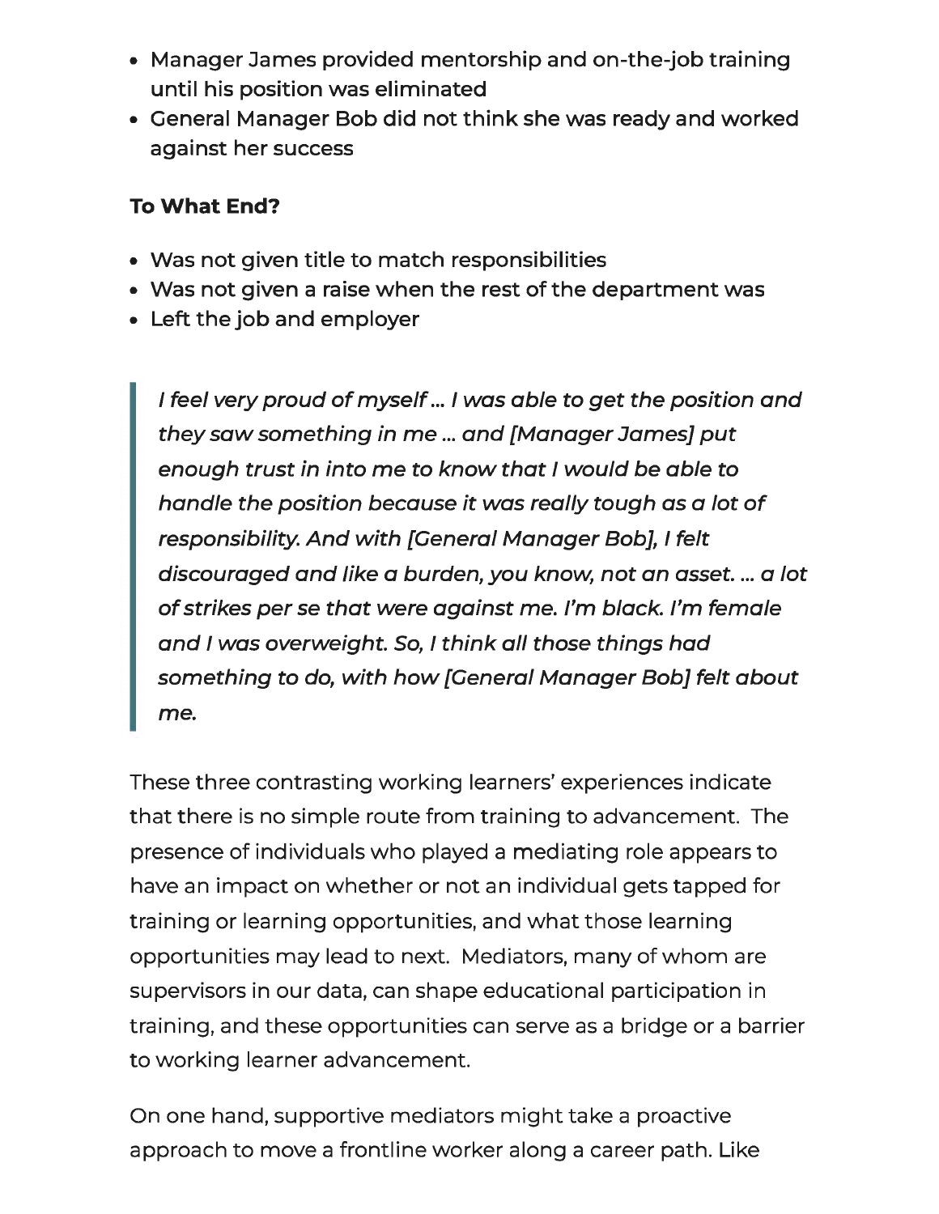- Manager James provided mentorship and on-the-job training until his position was eliminated
- General Manager Bob did not think she was ready and worked against her success

**To What End?**

- Was not given title to match responsibilities
- Was not given a raise when the rest of the department was
- Left the job and employer

> *I feel very proud of myself … I was able to get the position and they saw something in me … and [Manager James] put enough trust in into me to know that I would be able to handle the position because it was really tough as a lot of responsibility. And with [General Manager Bob], I felt discouraged and like a burden, you know, not an asset. … a lot of strikes per se that were against me. I'm black. I'm female and I was overweight. So, I think all those things had something to do, with how [General Manager Bob] felt about me.*

These three contrasting working learners' experiences indicate that there is no simple route from training to advancement. The presence of individuals who played a mediating role appears to have an impact on whether or not an individual gets tapped for training or learning opportunities, and what those learning opportunities may lead to next. Mediators, many of whom are supervisors in our data, can shape educational participation in training, and these opportunities can serve as a bridge or a barrier to working learner advancement.

On one hand, supportive mediators might take a proactive approach to move a frontline worker along a career path. Like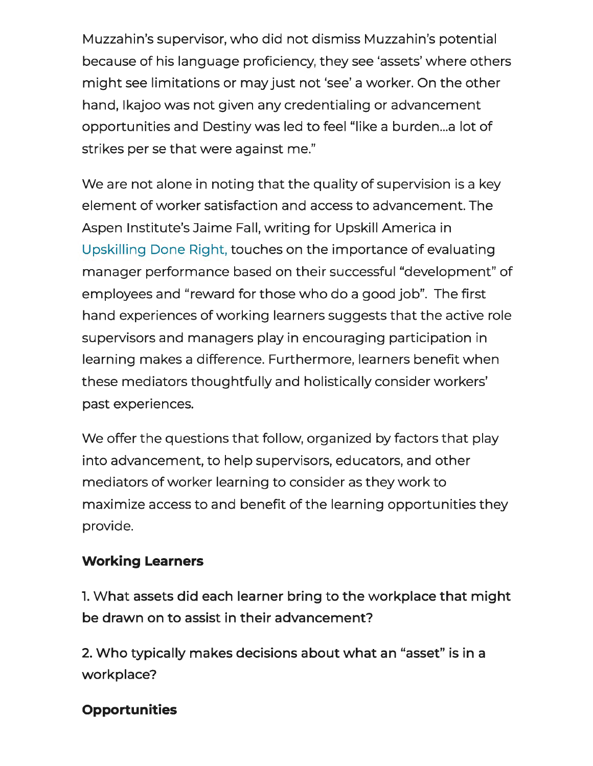Muzzahin's supervisor, who did not dismiss Muzzahin's potential because of his language proficiency, they see 'assets' where others might see limitations or may just not 'see' a worker. On the other hand, Ikajoo was not given any credentialing or advancement opportunities and Destiny was led to feel "like a burden…a lot of strikes per se that were against me."

We are not alone in noting that the quality of supervision is a key element of worker satisfaction and access to advancement. The Aspen Institute's Jaime Fall, writing for Upskill America in Upskilling Done Right, touches on the importance of evaluating manager performance based on their successful "development" of employees and "reward for those who do a good job". The first hand experiences of working learners suggests that the active role supervisors and managers play in encouraging participation in learning makes a difference. Furthermore, learners benefit when these mediators thoughtfully and holistically consider workers' past experiences.

We offer the questions that follow, organized by factors that play into advancement, to help supervisors, educators, and other mediators of worker learning to consider as they work to maximize access to and benefit of the learning opportunities they provide.

**Working Learners**

1. What assets did each learner bring to the workplace that might be drawn on to assist in their advancement?

2. Who typically makes decisions about what an "asset" is in a workplace?

**Opportunities**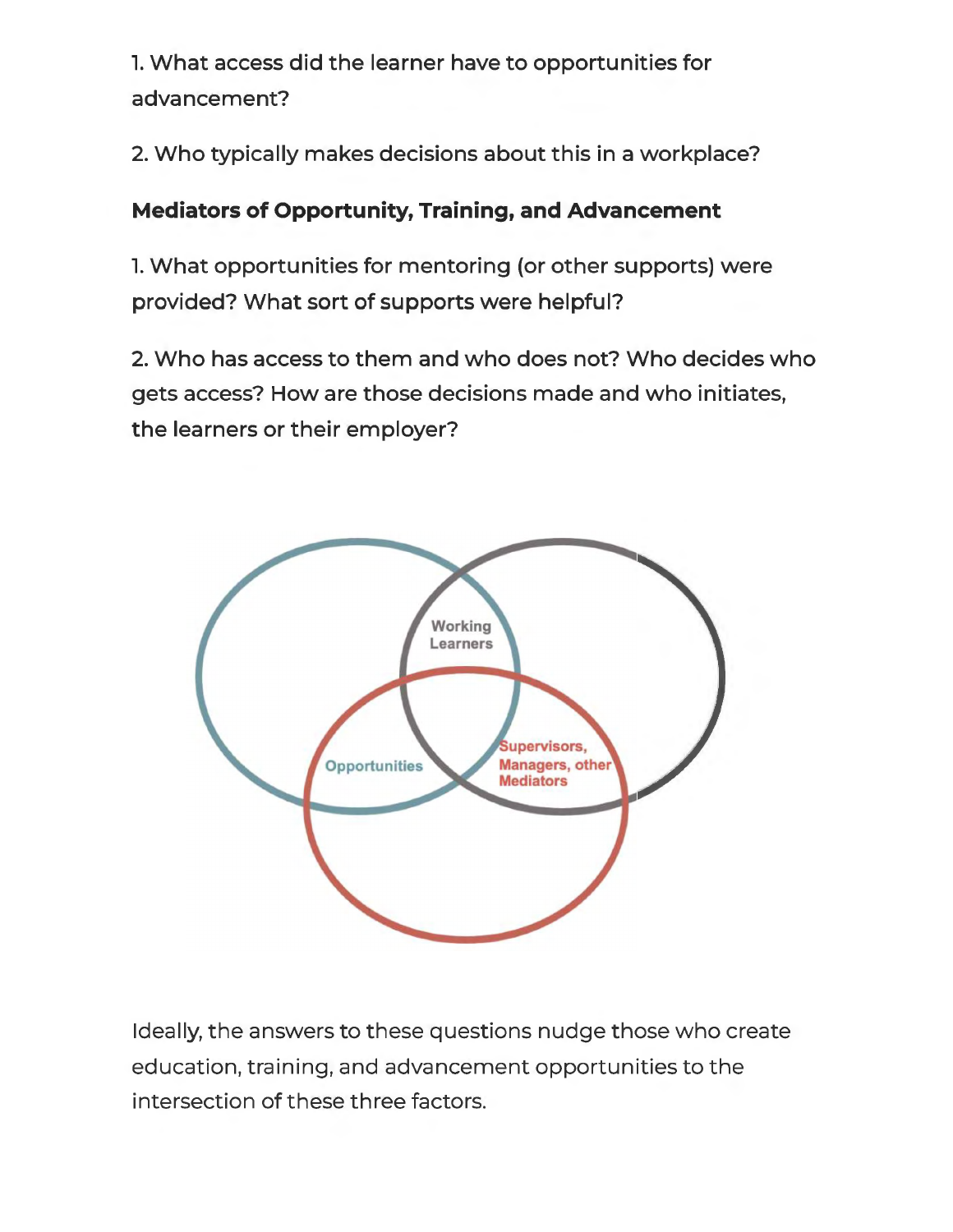1. What access did the learner have to opportunities for advancement?

2. Who typically makes decisions about this in a workplace?

**Mediators of Opportunity, Training, and Advancement**

1. What opportunities for mentoring (or other supports) were provided? What sort of supports were helpful?

2. Who has access to them and who does not? Who decides who gets access? How are those decisions made and who initiates, the learners or their employer?

Working Learners

Opportunities

Supervisors, Managers, other Mediators

Ideally, the answers to these questions nudge those who create education, training, and advancement opportunities to the intersection of these three factors.